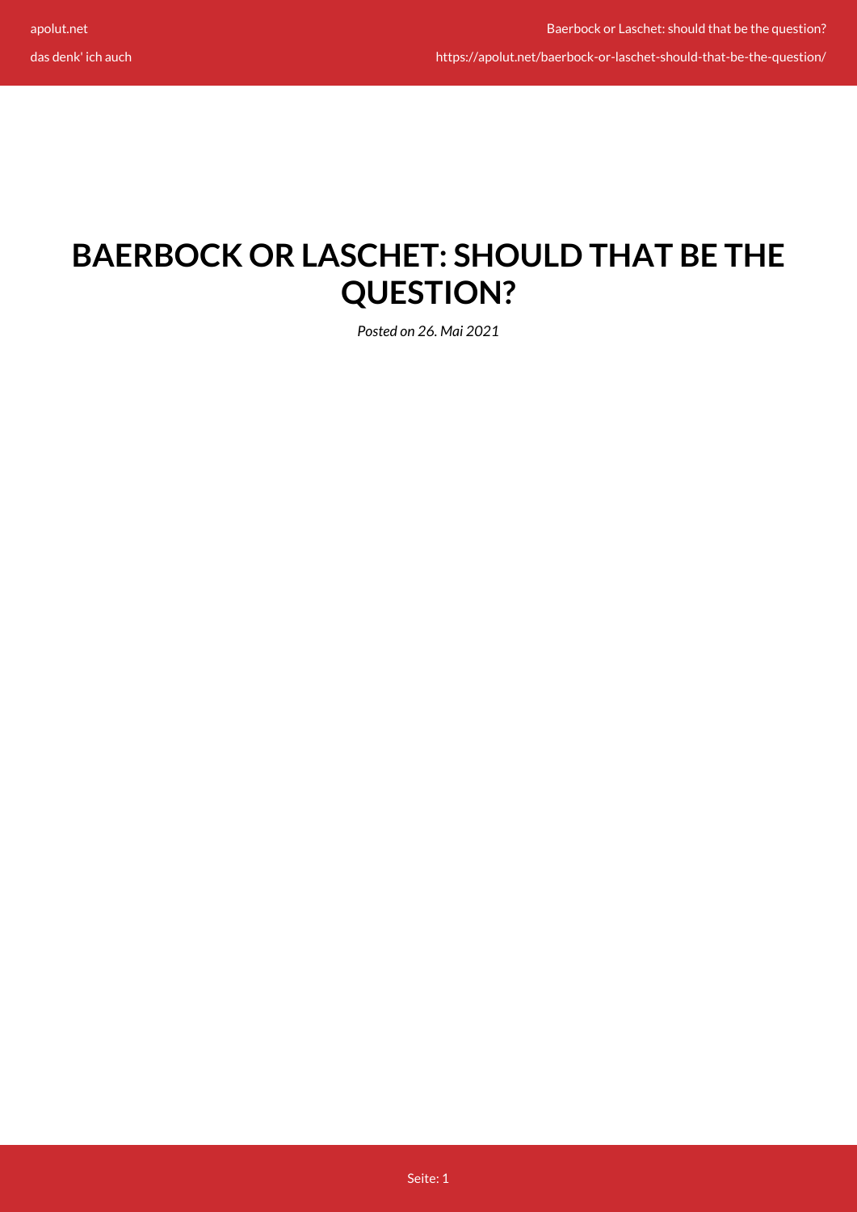# BAERBOCK OR LASCHET: SHOULD THAT BE THE QUESTION?

*Posted on 26. Mai 2021*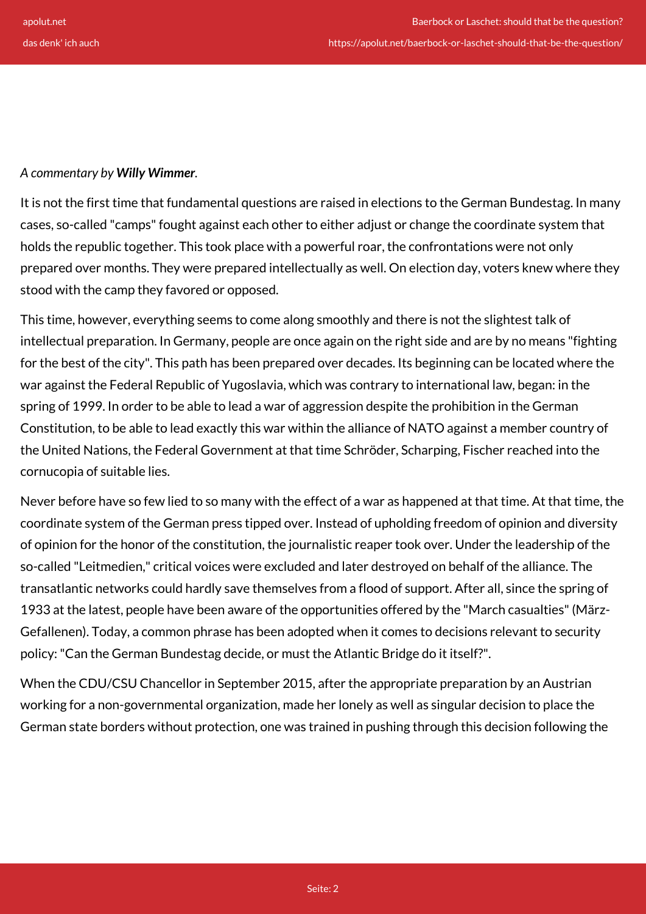*A commentary by **Willy Wimmer**.*

It is not the first time that fundamental questions are raised in elections to the German Bundestag. In many cases, so-called "camps" fought against each other to either adjust or change the coordinate system that holds the republic together. This took place with a powerful roar, the confrontations were not only prepared over months. They were prepared intellectually as well. On election day, voters knew where they stood with the camp they favored or opposed.

This time, however, everything seems to come along smoothly and there is not the slightest talk of intellectual preparation. In Germany, people are once again on the right side and are by no means "fighting for the best of the city". This path has been prepared over decades. Its beginning can be located where the war against the Federal Republic of Yugoslavia, which was contrary to international law, began: in the spring of 1999. In order to be able to lead a war of aggression despite the prohibition in the German Constitution, to be able to lead exactly this war within the alliance of NATO against a member country of the United Nations, the Federal Government at that time Schröder, Scharping, Fischer reached into the cornucopia of suitable lies.

Never before have so few lied to so many with the effect of a war as happened at that time. At that time, the coordinate system of the German press tipped over. Instead of upholding freedom of opinion and diversity of opinion for the honor of the constitution, the journalistic reaper took over. Under the leadership of the so-called "Leitmedien," critical voices were excluded and later destroyed on behalf of the alliance. The transatlantic networks could hardly save themselves from a flood of support. After all, since the spring of 1933 at the latest, people have been aware of the opportunities offered by the "March casualties" (März-Gefallenen). Today, a common phrase has been adopted when it comes to decisions relevant to security policy: "Can the German Bundestag decide, or must the Atlantic Bridge do it itself?".

When the CDU/CSU Chancellor in September 2015, after the appropriate preparation by an Austrian working for a non-governmental organization, made her lonely as well as singular decision to place the German state borders without protection, one was trained in pushing through this decision following the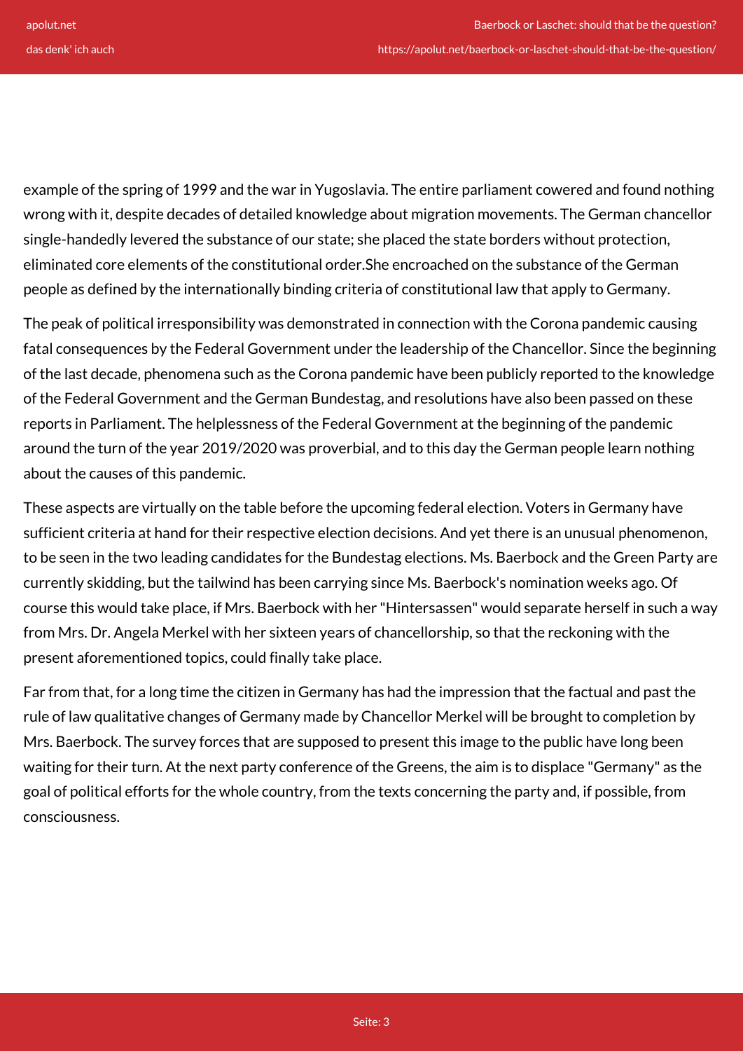example of the spring of 1999 and the war in Yugoslavia. The entire parliament cowered and found nothing wrong with it, despite decades of detailed knowledge about migration movements. The German chancellor single-handedly levered the substance of our state; she placed the state borders without protection, eliminated core elements of the constitutional order.She encroached on the substance of the German people as defined by the internationally binding criteria of constitutional law that apply to Germany.

The peak of political irresponsibility was demonstrated in connection with the Corona pandemic causing fatal consequences by the Federal Government under the leadership of the Chancellor. Since the beginning of the last decade, phenomena such as the Corona pandemic have been publicly reported to the knowledge of the Federal Government and the German Bundestag, and resolutions have also been passed on these reports in Parliament. The helplessness of the Federal Government at the beginning of the pandemic around the turn of the year 2019/2020 was proverbial, and to this day the German people learn nothing about the causes of this pandemic.

These aspects are virtually on the table before the upcoming federal election. Voters in Germany have sufficient criteria at hand for their respective election decisions. And yet there is an unusual phenomenon, to be seen in the two leading candidates for the Bundestag elections. Ms. Baerbock and the Green Party are currently skidding, but the tailwind has been carrying since Ms. Baerbock's nomination weeks ago. Of course this would take place, if Mrs. Baerbock with her "Hintersassen" would separate herself in such a way from Mrs. Dr. Angela Merkel with her sixteen years of chancellorship, so that the reckoning with the present aforementioned topics, could finally take place.

Far from that, for a long time the citizen in Germany has had the impression that the factual and past the rule of law qualitative changes of Germany made by Chancellor Merkel will be brought to completion by Mrs. Baerbock. The survey forces that are supposed to present this image to the public have long been waiting for their turn. At the next party conference of the Greens, the aim is to displace "Germany" as the goal of political efforts for the whole country, from the texts concerning the party and, if possible, from consciousness.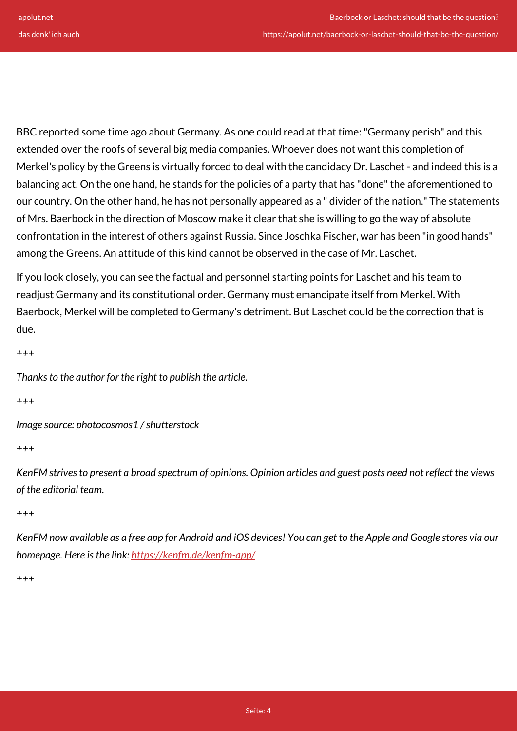BBC reported some time ago about Germany. As one could read at that time: "Germany perish" and this extended over the roofs of several big media companies. Whoever does not want this completion of Merkel's policy by the Greens is virtually forced to deal with the candidacy Dr. Laschet - and indeed this is a balancing act. On the one hand, he stands for the policies of a party that has "done" the aforementioned to our country. On the other hand, he has not personally appeared as a " divider of the nation." The statements of Mrs. Baerbock in the direction of Moscow make it clear that she is willing to go the way of absolute confrontation in the interest of others against Russia. Since Joschka Fischer, war has been "in good hands" among the Greens. An attitude of this kind cannot be observed in the case of Mr. Laschet.

If you look closely, you can see the factual and personnel starting points for Laschet and his team to readjust Germany and its constitutional order. Germany must emancipate itself from Merkel. With Baerbock, Merkel will be completed to Germany's detriment. But Laschet could be the correction that is due.

+++

*Thanks to the author for the right to publish the article.*

+++

*Image source: photocosmos1 / shutterstock*

+++

*KenFM strives to present a broad spectrum of opinions. Opinion articles and guest posts need not reflect the views of the editorial team.*

+++

*KenFM now available as a free app for Android and iOS devices! You can get to the Apple and Google stores via our homepage. Here is the link: [https://kenfm.de/kenfm-app/](https://kenfm.de/kenfm-app/)*

+++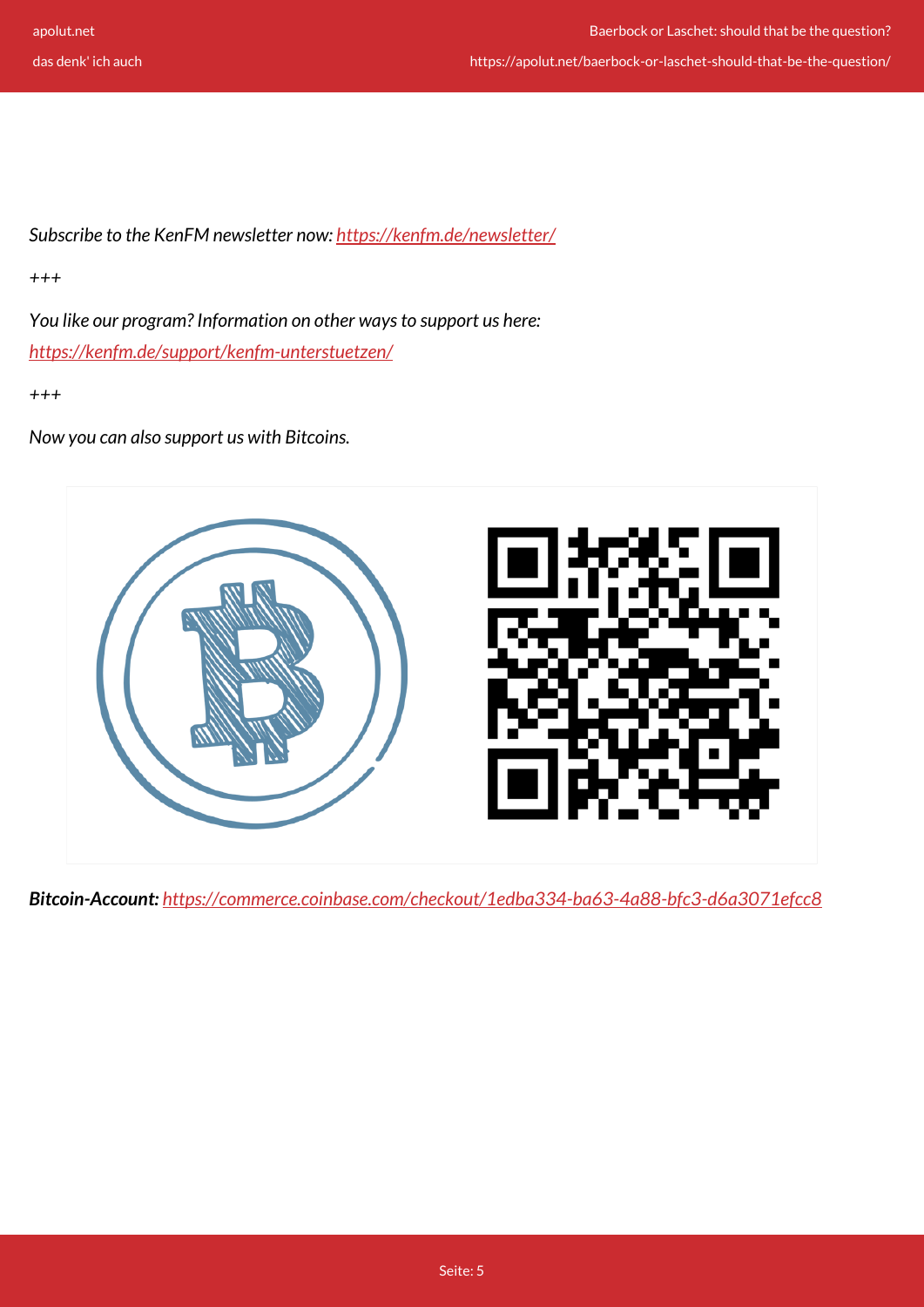*Subscribe to the KenFM newsletter now: https://kenfm.de/newsletter/*

*+++*

*You like our program? Information on other ways to support us here: https://kenfm.de/support/kenfm-unterstuetzen/*

*+++*

*Now you can also support us with Bitcoins.*

***Bitcoin-Account:*** *https://commerce.coinbase.com/checkout/1edba334-ba63-4a88-bfc3-d6a3071efcc8*